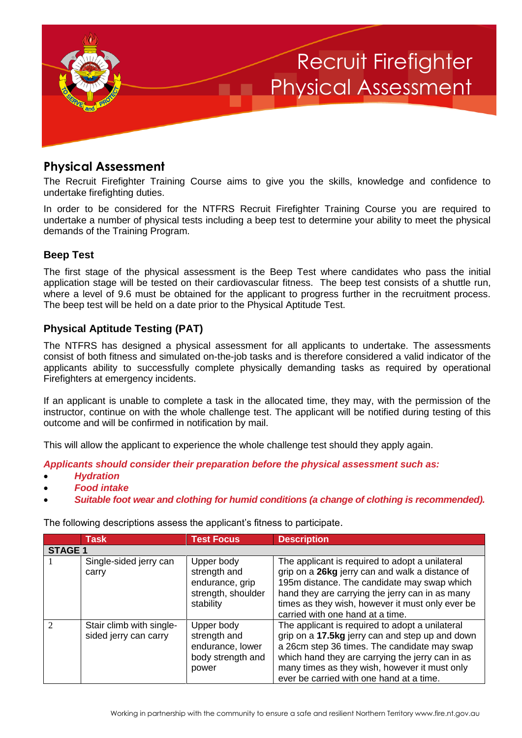# Recruit Firefighter Physical Assessment

## Physical Assessment

The Recruit Firefighter Training Course aims to give you the skills, knowledge and confidence to undertake firefighting duties.

In order to be considered for the NTFRS Recruit Firefighter Training Course you are required to undertake a number of physical tests including a beep test to determine your ability to meet the physical demands of the Training Program.

### Beep Test

The first stage of the physical assessment is the Beep Test where candidates who pass the initial application stage will be tested on their cardiovascular fitness. The beep test consists of a shuttle run, where a level of 9.6 must be obtained for the applicant to progress further in the recruitment process. The beep test will be held on a date prior to the Physical Aptitude Test.

### Physical Aptitude Testing (PAT)

The NTFRS has designed a physical assessment for all applicants to undertake. The assessments consist of both fitness and simulated on-the-job tasks and is therefore considered a valid indicator of the applicants ability to successfully complete physically demanding tasks as required by operational Firefighters at emergency incidents.

If an applicant is unable to complete a task in the allocated time, they may, with the permission of the instructor, continue on with the whole challenge test. The applicant will be notified during testing of this outcome and will be confirmed in notification by mail.

This will allow the applicant to experience the whole challenge test should they apply again.

***Applicants should consider their preparation before the physical assessment such as:***

- ***Hydration***
- ***Food intake***
- ***Suitable foot wear and clothing for humid conditions (a change of clothing is recommended).***

The following descriptions assess the applicant's fitness to participate.

| | Task | Test Focus | Description |
|---|---|---|---|
| **STAGE 1** | | | |
| 1 | Single-sided jerry can carry | Upper body strength and endurance, grip strength, shoulder stability | The applicant is required to adopt a unilateral grip on a **26kg** jerry can and walk a distance of 195m distance. The candidate may swap which hand they are carrying the jerry can in as many times as they wish, however it must only ever be carried with one hand at a time. |
| 2 | Stair climb with single-sided jerry can carry | Upper body strength and endurance, lower body strength and power | The applicant is required to adopt a unilateral grip on a **17.5kg** jerry can and step up and down a 26cm step 36 times. The candidate may swap which hand they are carrying the jerry can in as many times as they wish, however it must only ever be carried with one hand at a time. |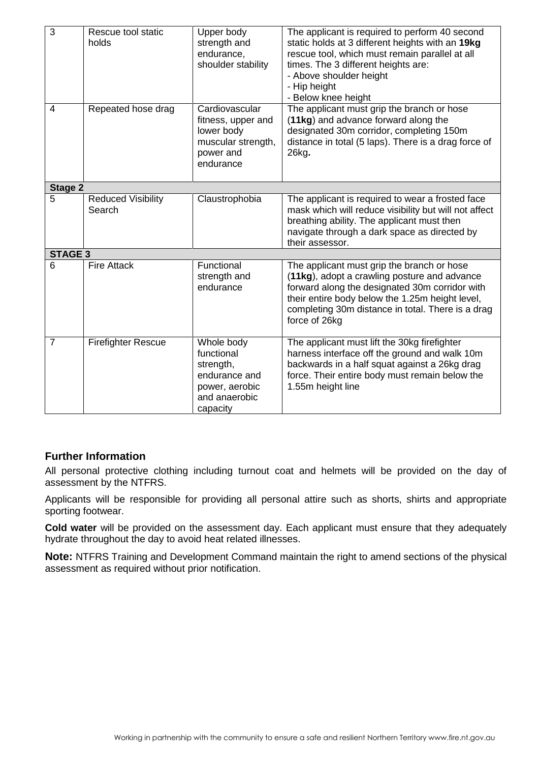| | | | |
|---|---|---|---|
| 3 | Rescue tool static holds | Upper body strength and endurance, shoulder stability | The applicant is required to perform 40 second static holds at 3 different heights with an **19kg** rescue tool, which must remain parallel at all times. The 3 different heights are:<br>- Above shoulder height<br>- Hip height<br>- Below knee height |
| 4 | Repeated hose drag | Cardiovascular fitness, upper and lower body muscular strength, power and endurance | The applicant must grip the branch or hose (**11kg**) and advance forward along the designated 30m corridor, completing 150m distance in total (5 laps). There is a drag force of 26kg**.** |
| **Stage 2** | | | |
| 5 | Reduced Visibility Search | Claustrophobia | The applicant is required to wear a frosted face mask which will reduce visibility but will not affect breathing ability. The applicant must then navigate through a dark space as directed by their assessor. |
| **STAGE 3** | | | |
| 6 | Fire Attack | Functional strength and endurance | The applicant must grip the branch or hose (**11kg**), adopt a crawling posture and advance forward along the designated 30m corridor with their entire body below the 1.25m height level, completing 30m distance in total. There is a drag force of 26kg |
| 7 | Firefighter Rescue | Whole body functional strength, endurance and power, aerobic and anaerobic capacity | The applicant must lift the 30kg firefighter harness interface off the ground and walk 10m backwards in a half squat against a 26kg drag force. Their entire body must remain below the 1.55m height line |

## Further Information

All personal protective clothing including turnout coat and helmets will be provided on the day of assessment by the NTFRS.

Applicants will be responsible for providing all personal attire such as shorts, shirts and appropriate sporting footwear.

**Cold water** will be provided on the assessment day. Each applicant must ensure that they adequately hydrate throughout the day to avoid heat related illnesses.

**Note:** NTFRS Training and Development Command maintain the right to amend sections of the physical assessment as required without prior notification.